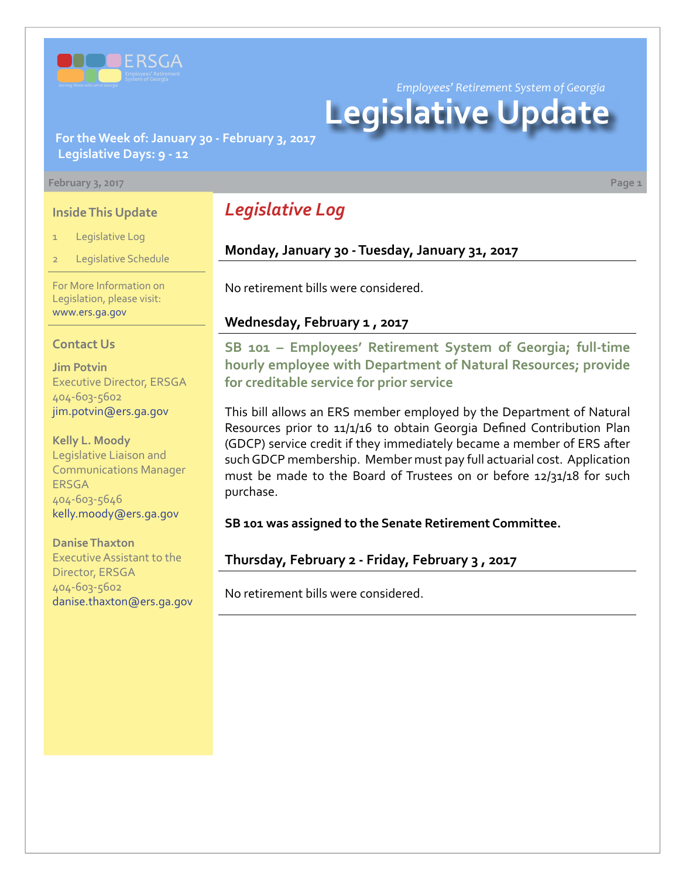ERSGA

Employees' Retirement System of Georgia

Serving those who serve Georgia

*Employees' Retirement System of Georgia*

# Legislative Update

**For the Week of: January 30 - February 3, 2017**
**Legislative Days: 9 - 12**

February 3, 2017

### Inside This Update

1. Legislative Log
2. Legislative Schedule

For More Information on Legislation, please visit: www.ers.ga.gov

### Contact Us

**Jim Potvin**
Executive Director, ERSGA
404-603-5602
jim.potvin@ers.ga.gov

**Kelly L. Moody**
Legislative Liaison and Communications Manager
ERSGA
404-603-5646
kelly.moody@ers.ga.gov

**Danise Thaxton**
Executive Assistant to the Director, ERSGA
404-603-5602
danise.thaxton@ers.ga.gov

## *Legislative Log*

### Monday, January 30 - Tuesday, January 31, 2017

No retirement bills were considered.

### Wednesday, February 1 , 2017

**SB 101 – Employees' Retirement System of Georgia; full-time hourly employee with Department of Natural Resources; provide for creditable service for prior service**

This bill allows an ERS member employed by the Department of Natural Resources prior to 11/1/16 to obtain Georgia Defined Contribution Plan (GDCP) service credit if they immediately became a member of ERS after such GDCP membership. Member must pay full actuarial cost. Application must be made to the Board of Trustees on or before 12/31/18 for such purchase.

**SB 101 was assigned to the Senate Retirement Committee.**

### Thursday, February 2 - Friday, February 3 , 2017

No retirement bills were considered.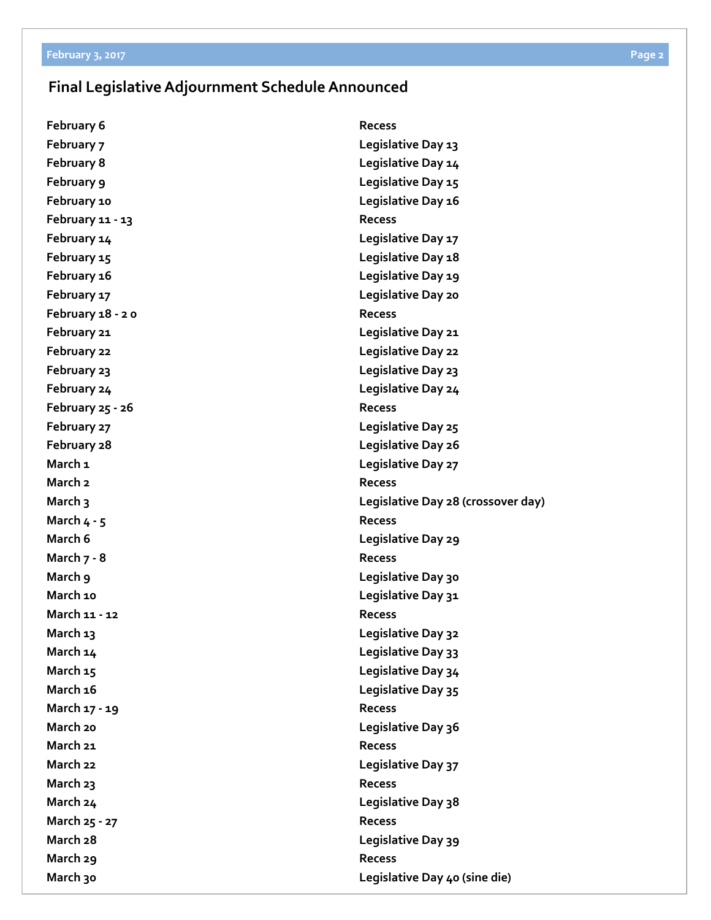## Final Legislative Adjournment Schedule Announced

| | |
|---|---|
| February 6 | Recess |
| February 7 | Legislative Day 13 |
| February 8 | Legislative Day 14 |
| February 9 | Legislative Day 15 |
| February 10 | Legislative Day 16 |
| February 11 - 13 | Recess |
| February 14 | Legislative Day 17 |
| February 15 | Legislative Day 18 |
| February 16 | Legislative Day 19 |
| February 17 | Legislative Day 20 |
| February 18 - 2 0 | Recess |
| February 21 | Legislative Day 21 |
| February 22 | Legislative Day 22 |
| February 23 | Legislative Day 23 |
| February 24 | Legislative Day 24 |
| February 25 - 26 | Recess |
| February 27 | Legislative Day 25 |
| February 28 | Legislative Day 26 |
| March 1 | Legislative Day 27 |
| March 2 | Recess |
| March 3 | Legislative Day 28 (crossover day) |
| March 4 - 5 | Recess |
| March 6 | Legislative Day 29 |
| March 7 - 8 | Recess |
| March 9 | Legislative Day 30 |
| March 10 | Legislative Day 31 |
| March 11 - 12 | Recess |
| March 13 | Legislative Day 32 |
| March 14 | Legislative Day 33 |
| March 15 | Legislative Day 34 |
| March 16 | Legislative Day 35 |
| March 17 - 19 | Recess |
| March 20 | Legislative Day 36 |
| March 21 | Recess |
| March 22 | Legislative Day 37 |
| March 23 | Recess |
| March 24 | Legislative Day 38 |
| March 25 - 27 | Recess |
| March 28 | Legislative Day 39 |
| March 29 | Recess |
| March 30 | Legislative Day 40 (sine die) |